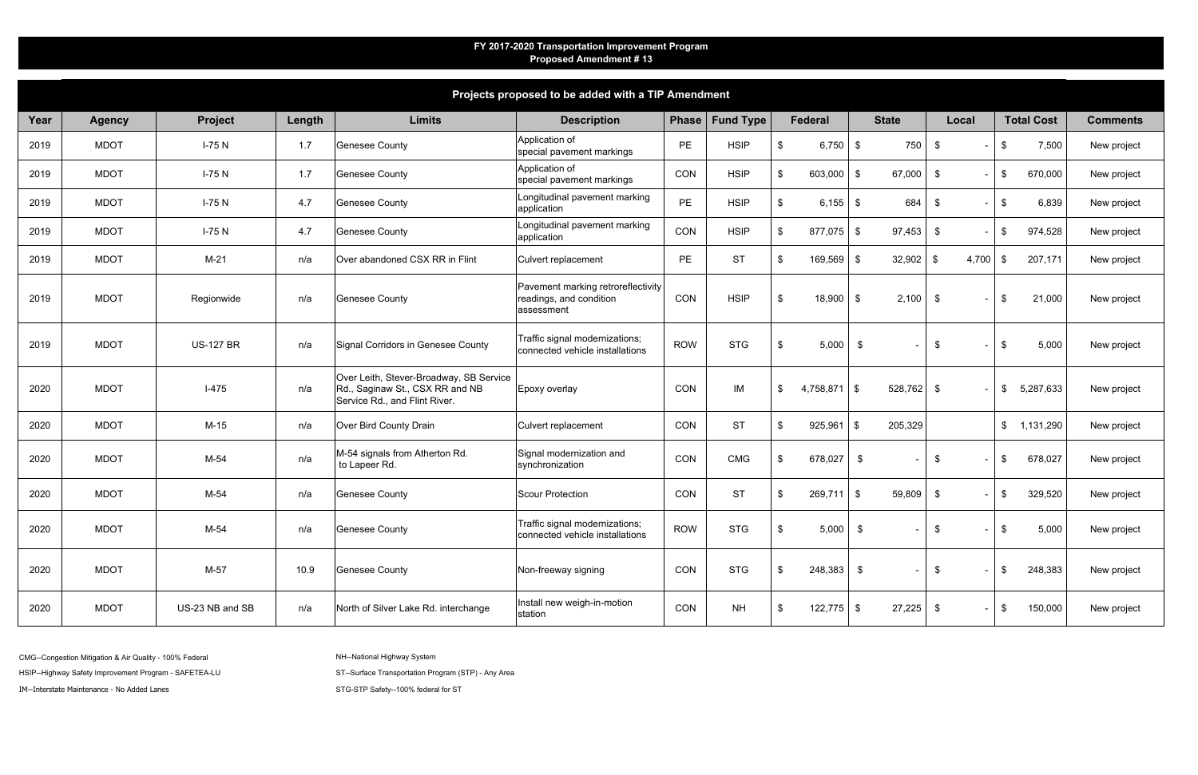# FY 2017-2020 Transportation Improvement Program

## Proposed Amendment # 13

### Projects proposed to be added with a TIP Amendment

| Year | Agency | Project | Length | Limits | Description | Phase | Fund Type | Federal | State | Local | Total Cost | Comments |
|---|---|---|---|---|---|---|---|---|---|---|---|---|
| 2019 | MDOT | I-75 N | 1.7 | Genesee County | Application of special pavement markings | PE | HSIP | $ 6,750 | $ 750 | $ - | $ 7,500 | New project |
| 2019 | MDOT | I-75 N | 1.7 | Genesee County | Application of special pavement markings | CON | HSIP | $ 603,000 | $ 67,000 | $ - | $ 670,000 | New project |
| 2019 | MDOT | I-75 N | 4.7 | Genesee County | Longitudinal pavement marking application | PE | HSIP | $ 6,155 | $ 684 | $ - | $ 6,839 | New project |
| 2019 | MDOT | I-75 N | 4.7 | Genesee County | Longitudinal pavement marking application | CON | HSIP | $ 877,075 | $ 97,453 | $ - | $ 974,528 | New project |
| 2019 | MDOT | M-21 | n/a | Over abandoned CSX RR in Flint | Culvert replacement | PE | ST | $ 169,569 | $ 32,902 | $ 4,700 | $ 207,171 | New project |
| 2019 | MDOT | Regionwide | n/a | Genesee County | Pavement marking retroreflectivity readings, and condition assessment | CON | HSIP | $ 18,900 | $ 2,100 | $ - | $ 21,000 | New project |
| 2019 | MDOT | US-127 BR | n/a | Signal Corridors in Genesee County | Traffic signal modernizations; connected vehicle installations | ROW | STG | $ 5,000 | $ - | $ - | $ 5,000 | New project |
| 2020 | MDOT | I-475 | n/a | Over Leith, Stever-Broadway, SB Service Rd., Saginaw St., CSX RR and NB Service Rd., and Flint River. | Epoxy overlay | CON | IM | $ 4,758,871 | $ 528,762 | $ - | $ 5,287,633 | New project |
| 2020 | MDOT | M-15 | n/a | Over Bird County Drain | Culvert replacement | CON | ST | $ 925,961 | $ 205,329 | | $ 1,131,290 | New project |
| 2020 | MDOT | M-54 | n/a | M-54 signals from Atherton Rd. to Lapeer Rd. | Signal modernization and synchronization | CON | CMG | $ 678,027 | $ - | $ - | $ 678,027 | New project |
| 2020 | MDOT | M-54 | n/a | Genesee County | Scour Protection | CON | ST | $ 269,711 | $ 59,809 | $ - | $ 329,520 | New project |
| 2020 | MDOT | M-54 | n/a | Genesee County | Traffic signal modernizations; connected vehicle installations | ROW | STG | $ 5,000 | $ - | $ - | $ 5,000 | New project |
| 2020 | MDOT | M-57 | 10.9 | Genesee County | Non-freeway signing | CON | STG | $ 248,383 | $ - | $ - | $ 248,383 | New project |
| 2020 | MDOT | US-23 NB and SB | n/a | North of Silver Lake Rd. interchange | Install new weigh-in-motion station | CON | NH | $ 122,775 | $ 27,225 | $ - | $ 150,000 | New project |

CMG--Congestion Mitigation & Air Quality - 100% Federal

HSIP--Highway Safety Improvement Program - SAFETEA-LU

IM--Interstate Maintenance - No Added Lanes

NH--National Highway System

ST--Surface Transportation Program (STP) - Any Area

STG-STP Safety--100% federal for ST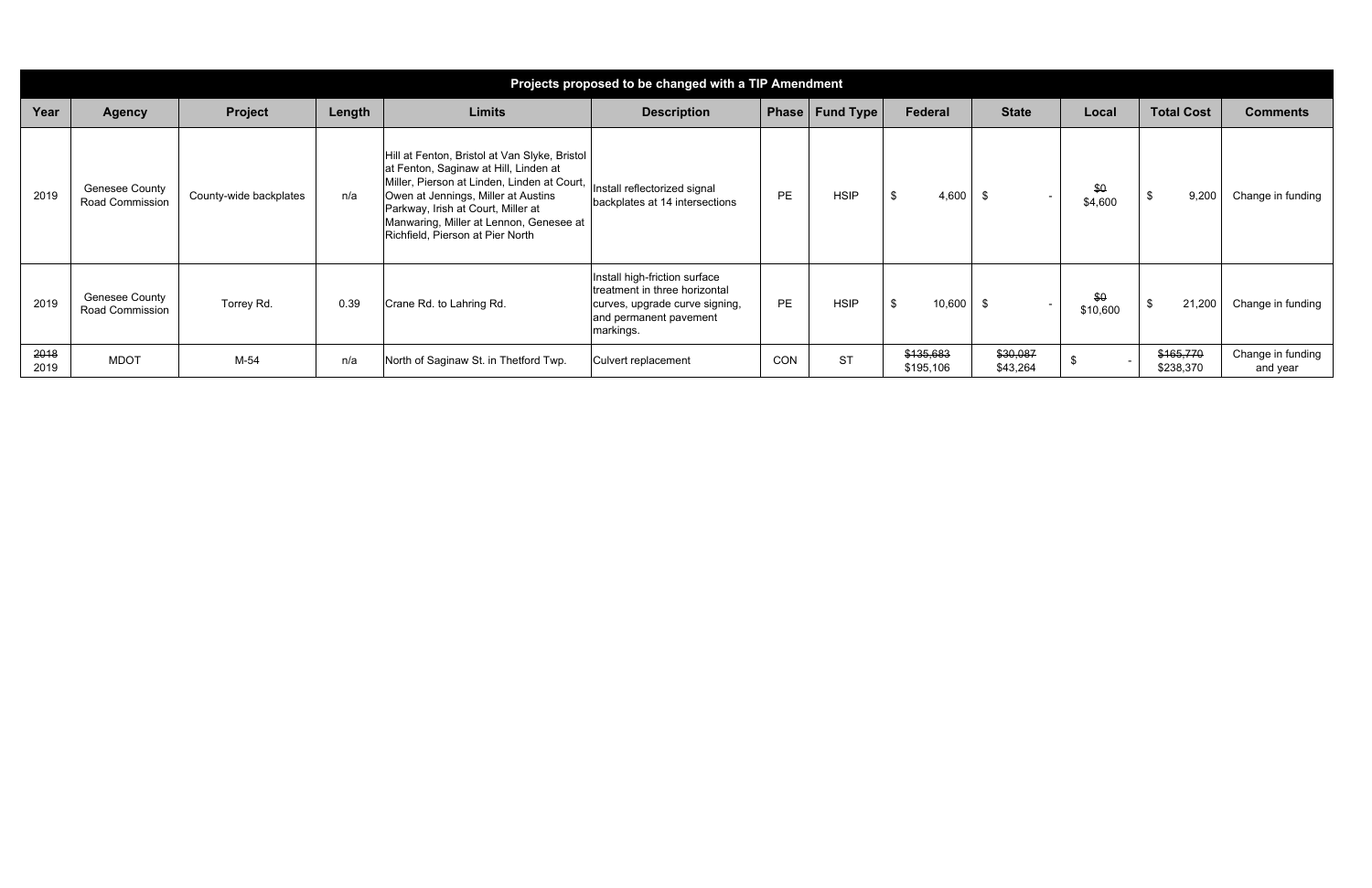| Projects proposed to be changed with a TIP Amendment | | | | | | | | | | | | | |
|---|---|---|---|---|---|---|---|---|---|---|---|---|---|
| Year | Agency | Project | Length | Limits | Description | Phase | Fund Type | Federal | State | Local | Total Cost | Comments |
| 2019 | Genesee County Road Commission | County-wide backplates | n/a | Hill at Fenton, Bristol at Van Slyke, Bristol at Fenton, Saginaw at Hill, Linden at Miller, Pierson at Linden, Linden at Court, Owen at Jennings, Miller at Austins Parkway, Irish at Court, Miller at Manwaring, Miller at Lennon, Genesee at Richfield, Pierson at Pier North | Install reflectorized signal backplates at 14 intersections | PE | HSIP | $ 4,600 | $ - | ~~$0~~ $4,600 | $ 9,200 | Change in funding |
| 2019 | Genesee County Road Commission | Torrey Rd. | 0.39 | Crane Rd. to Lahring Rd. | Install high-friction surface treatment in three horizontal curves, upgrade curve signing, and permanent pavement markings. | PE | HSIP | $ 10,600 | $ - | ~~$0~~ $10,600 | $ 21,200 | Change in funding |
| ~~2018~~ 2019 | MDOT | M-54 | n/a | North of Saginaw St. in Thetford Twp. | Culvert replacement | CON | ST | ~~$135,683~~ $195,106 | ~~$30,087~~ $43,264 | $ - | ~~$165,770~~ $238,370 | Change in funding and year |